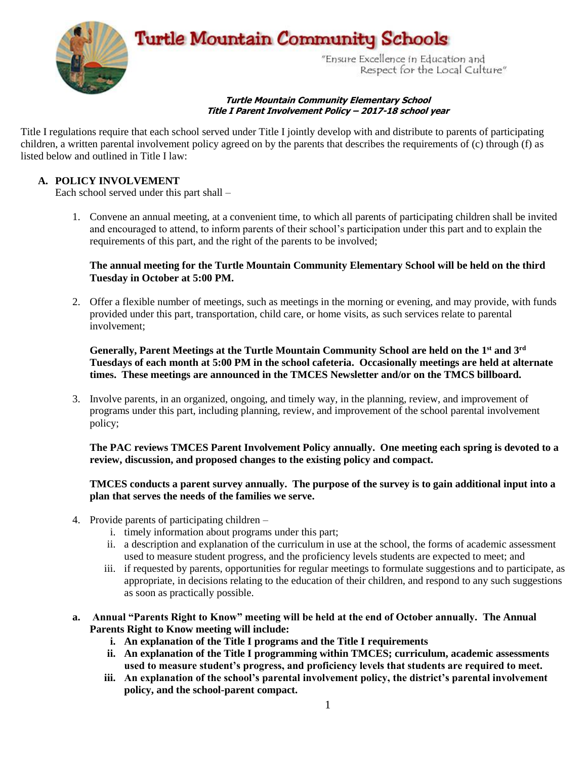# Turtle Mountain Community Schools

*"Ensure Excellence in Education and Respect for the Local Culture"*

***Turtle Mountain Community Elementary School***
***Title I Parent Involvement Policy – 2017-18 school year***

Title I regulations require that each school served under Title I jointly develop with and distribute to parents of participating children, a written parental involvement policy agreed on by the parents that describes the requirements of (c) through (f) as listed below and outlined in Title I law:

**A. POLICY INVOLVEMENT**

Each school served under this part shall –

1. Convene an annual meeting, at a convenient time, to which all parents of participating children shall be invited and encouraged to attend, to inform parents of their school's participation under this part and to explain the requirements of this part, and the right of the parents to be involved;

   **The annual meeting for the Turtle Mountain Community Elementary School will be held on the third Tuesday in October at 5:00 PM.**

2. Offer a flexible number of meetings, such as meetings in the morning or evening, and may provide, with funds provided under this part, transportation, child care, or home visits, as such services relate to parental involvement;

   **Generally, Parent Meetings at the Turtle Mountain Community School are held on the 1st and 3rd Tuesdays of each month at 5:00 PM in the school cafeteria. Occasionally meetings are held at alternate times. These meetings are announced in the TMCES Newsletter and/or on the TMCS billboard.**

3. Involve parents, in an organized, ongoing, and timely way, in the planning, review, and improvement of programs under this part, including planning, review, and improvement of the school parental involvement policy;

   **The PAC reviews TMCES Parent Involvement Policy annually. One meeting each spring is devoted to a review, discussion, and proposed changes to the existing policy and compact.**

   **TMCES conducts a parent survey annually. The purpose of the survey is to gain additional input into a plan that serves the needs of the families we serve.**

4. Provide parents of participating children –
   i. timely information about programs under this part;
   ii. a description and explanation of the curriculum in use at the school, the forms of academic assessment used to measure student progress, and the proficiency levels students are expected to meet; and
   iii. if requested by parents, opportunities for regular meetings to formulate suggestions and to participate, as appropriate, in decisions relating to the education of their children, and respond to any such suggestions as soon as practically possible.

**a. Annual "Parents Right to Know" meeting will be held at the end of October annually. The Annual Parents Right to Know meeting will include:**

   **i. An explanation of the Title I programs and the Title I requirements**
   **ii. An explanation of the Title I programming within TMCES; curriculum, academic assessments used to measure student's progress, and proficiency levels that students are required to meet.**
   **iii. An explanation of the school's parental involvement policy, the district's parental involvement policy, and the school-parent compact.**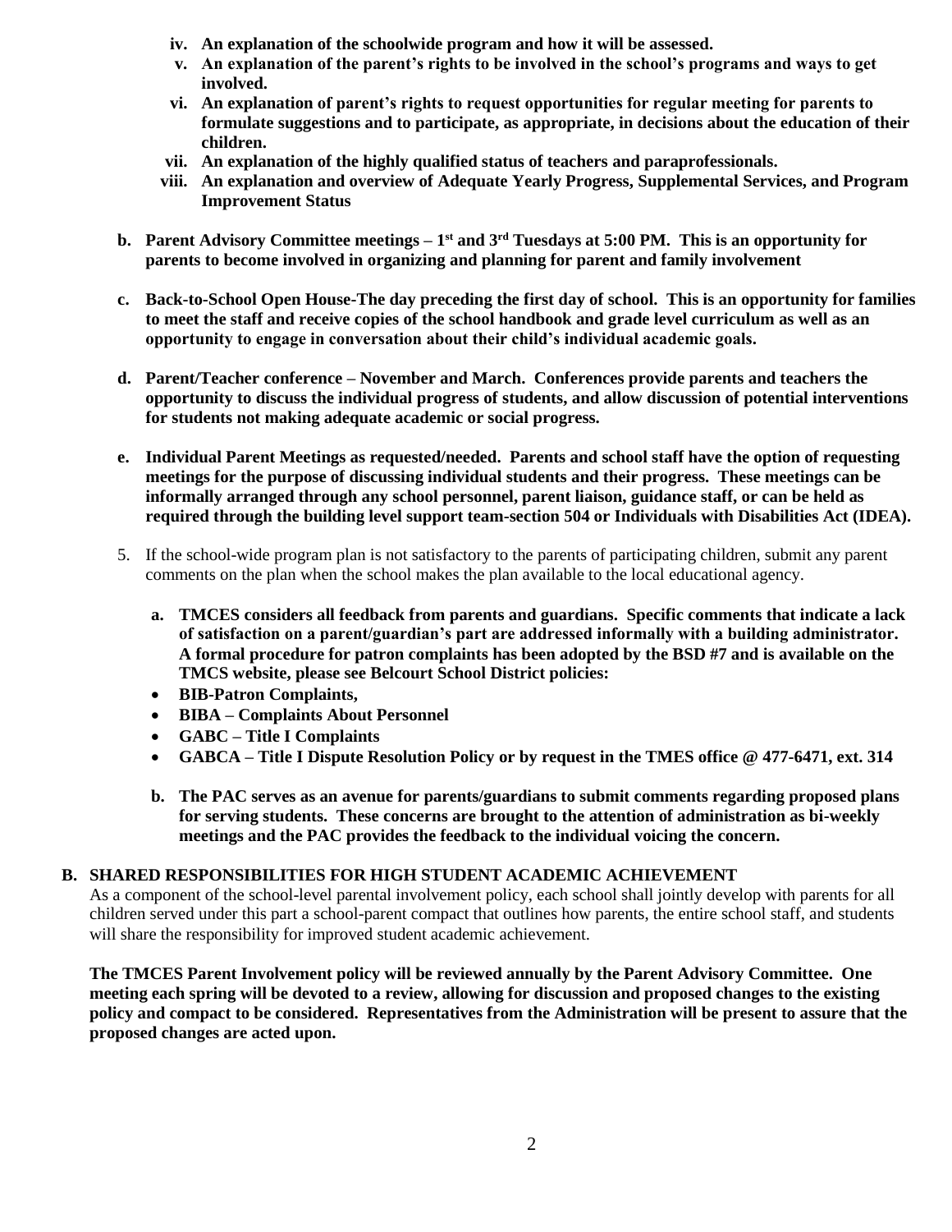- iv. **An explanation of the schoolwide program and how it will be assessed.**
- v. **An explanation of the parent's rights to be involved in the school's programs and ways to get involved.**
- vi. **An explanation of parent's rights to request opportunities for regular meeting for parents to formulate suggestions and to participate, as appropriate, in decisions about the education of their children.**
- vii. **An explanation of the highly qualified status of teachers and paraprofessionals.**
- viii. **An explanation and overview of Adequate Yearly Progress, Supplemental Services, and Program Improvement Status**

**b. Parent Advisory Committee meetings – 1st and 3rd Tuesdays at 5:00 PM. This is an opportunity for parents to become involved in organizing and planning for parent and family involvement**

**c. Back-to-School Open House-The day preceding the first day of school. This is an opportunity for families to meet the staff and receive copies of the school handbook and grade level curriculum as well as an opportunity to engage in conversation about their child's individual academic goals.**

**d. Parent/Teacher conference – November and March. Conferences provide parents and teachers the opportunity to discuss the individual progress of students, and allow discussion of potential interventions for students not making adequate academic or social progress.**

**e. Individual Parent Meetings as requested/needed. Parents and school staff have the option of requesting meetings for the purpose of discussing individual students and their progress. These meetings can be informally arranged through any school personnel, parent liaison, guidance staff, or can be held as required through the building level support team-section 504 or Individuals with Disabilities Act (IDEA).**

5. If the school-wide program plan is not satisfactory to the parents of participating children, submit any parent comments on the plan when the school makes the plan available to the local educational agency.

   **a. TMCES considers all feedback from parents and guardians. Specific comments that indicate a lack of satisfaction on a parent/guardian's part are addressed informally with a building administrator. A formal procedure for patron complaints has been adopted by the BSD #7 and is available on the TMCS website, please see Belcourt School District policies:**

   - **BIB-Patron Complaints,**
   - **BIBA – Complaints About Personnel**
   - **GABC – Title I Complaints**
   - **GABCA – Title I Dispute Resolution Policy or by request in the TMES office @ 477-6471, ext. 314**

   **b. The PAC serves as an avenue for parents/guardians to submit comments regarding proposed plans for serving students. These concerns are brought to the attention of administration as bi-weekly meetings and the PAC provides the feedback to the individual voicing the concern.**

## B. SHARED RESPONSIBILITIES FOR HIGH STUDENT ACADEMIC ACHIEVEMENT

As a component of the school-level parental involvement policy, each school shall jointly develop with parents for all children served under this part a school-parent compact that outlines how parents, the entire school staff, and students will share the responsibility for improved student academic achievement.

**The TMCES Parent Involvement policy will be reviewed annually by the Parent Advisory Committee. One meeting each spring will be devoted to a review, allowing for discussion and proposed changes to the existing policy and compact to be considered. Representatives from the Administration will be present to assure that the proposed changes are acted upon.**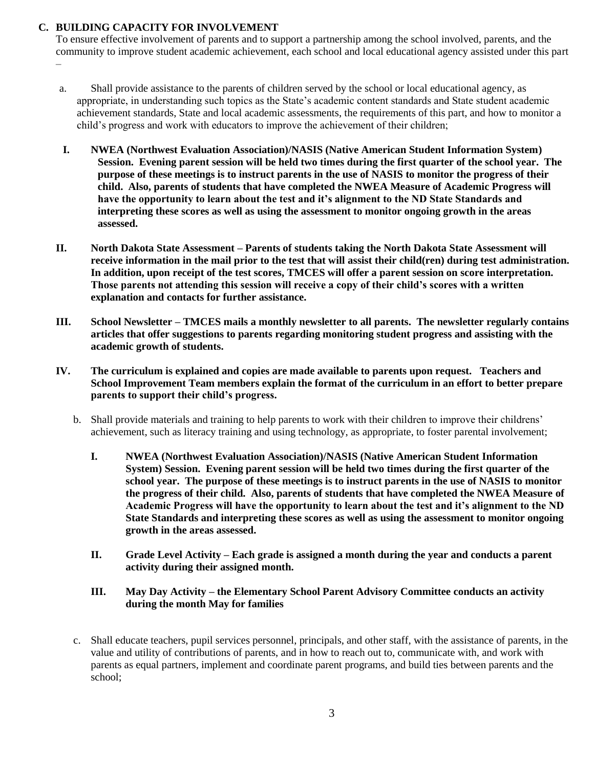## C. BUILDING CAPACITY FOR INVOLVEMENT

To ensure effective involvement of parents and to support a partnership among the school involved, parents, and the community to improve student academic achievement, each school and local educational agency assisted under this part –

a. Shall provide assistance to the parents of children served by the school or local educational agency, as appropriate, in understanding such topics as the State's academic content standards and State student academic achievement standards, State and local academic assessments, the requirements of this part, and how to monitor a child's progress and work with educators to improve the achievement of their children;

**I. NWEA (Northwest Evaluation Association)/NASIS (Native American Student Information System) Session. Evening parent session will be held two times during the first quarter of the school year. The purpose of these meetings is to instruct parents in the use of NASIS to monitor the progress of their child. Also, parents of students that have completed the NWEA Measure of Academic Progress will have the opportunity to learn about the test and it's alignment to the ND State Standards and interpreting these scores as well as using the assessment to monitor ongoing growth in the areas assessed.**

**II. North Dakota State Assessment – Parents of students taking the North Dakota State Assessment will receive information in the mail prior to the test that will assist their child(ren) during test administration. In addition, upon receipt of the test scores, TMCES will offer a parent session on score interpretation. Those parents not attending this session will receive a copy of their child's scores with a written explanation and contacts for further assistance.**

**III. School Newsletter – TMCES mails a monthly newsletter to all parents. The newsletter regularly contains articles that offer suggestions to parents regarding monitoring student progress and assisting with the academic growth of students.**

**IV. The curriculum is explained and copies are made available to parents upon request. Teachers and School Improvement Team members explain the format of the curriculum in an effort to better prepare parents to support their child's progress.**

b. Shall provide materials and training to help parents to work with their children to improve their childrens' achievement, such as literacy training and using technology, as appropriate, to foster parental involvement;

**I. NWEA (Northwest Evaluation Association)/NASIS (Native American Student Information System) Session. Evening parent session will be held two times during the first quarter of the school year. The purpose of these meetings is to instruct parents in the use of NASIS to monitor the progress of their child. Also, parents of students that have completed the NWEA Measure of Academic Progress will have the opportunity to learn about the test and it's alignment to the ND State Standards and interpreting these scores as well as using the assessment to monitor ongoing growth in the areas assessed.**

**II. Grade Level Activity – Each grade is assigned a month during the year and conducts a parent activity during their assigned month.**

**III. May Day Activity – the Elementary School Parent Advisory Committee conducts an activity during the month May for families**

c. Shall educate teachers, pupil services personnel, principals, and other staff, with the assistance of parents, in the value and utility of contributions of parents, and in how to reach out to, communicate with, and work with parents as equal partners, implement and coordinate parent programs, and build ties between parents and the school;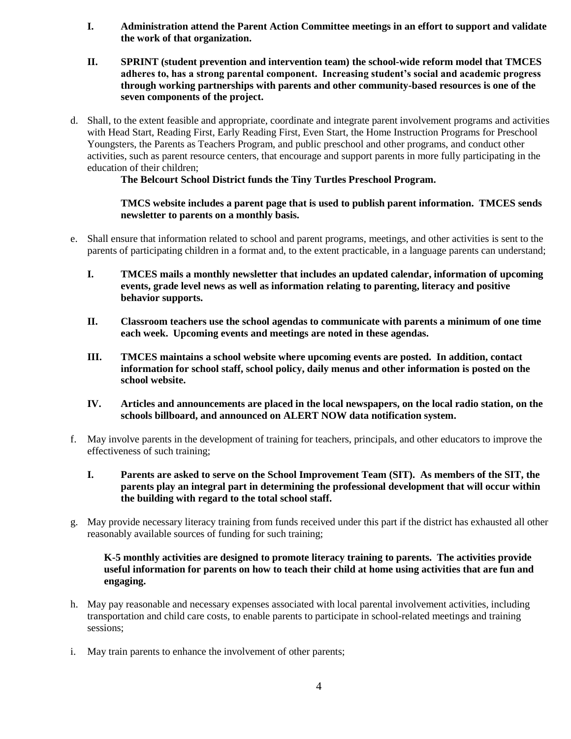I. **Administration attend the Parent Action Committee meetings in an effort to support and validate the work of that organization.**

II. **SPRINT (student prevention and intervention team) the school-wide reform model that TMCES adheres to, has a strong parental component. Increasing student's social and academic progress through working partnerships with parents and other community-based resources is one of the seven components of the project.**

d. Shall, to the extent feasible and appropriate, coordinate and integrate parent involvement programs and activities with Head Start, Reading First, Early Reading First, Even Start, the Home Instruction Programs for Preschool Youngsters, the Parents as Teachers Program, and public preschool and other programs, and conduct other activities, such as parent resource centers, that encourage and support parents in more fully participating in the education of their children;

**The Belcourt School District funds the Tiny Turtles Preschool Program.**

**TMCS website includes a parent page that is used to publish parent information. TMCES sends newsletter to parents on a monthly basis.**

e. Shall ensure that information related to school and parent programs, meetings, and other activities is sent to the parents of participating children in a format and, to the extent practicable, in a language parents can understand;

I. **TMCES mails a monthly newsletter that includes an updated calendar, information of upcoming events, grade level news as well as information relating to parenting, literacy and positive behavior supports.**

II. **Classroom teachers use the school agendas to communicate with parents a minimum of one time each week. Upcoming events and meetings are noted in these agendas.**

III. **TMCES maintains a school website where upcoming events are posted. In addition, contact information for school staff, school policy, daily menus and other information is posted on the school website.**

IV. **Articles and announcements are placed in the local newspapers, on the local radio station, on the schools billboard, and announced on ALERT NOW data notification system.**

f. May involve parents in the development of training for teachers, principals, and other educators to improve the effectiveness of such training;

I. **Parents are asked to serve on the School Improvement Team (SIT). As members of the SIT, the parents play an integral part in determining the professional development that will occur within the building with regard to the total school staff.**

g. May provide necessary literacy training from funds received under this part if the district has exhausted all other reasonably available sources of funding for such training;

**K-5 monthly activities are designed to promote literacy training to parents. The activities provide useful information for parents on how to teach their child at home using activities that are fun and engaging.**

h. May pay reasonable and necessary expenses associated with local parental involvement activities, including transportation and child care costs, to enable parents to participate in school-related meetings and training sessions;

i. May train parents to enhance the involvement of other parents;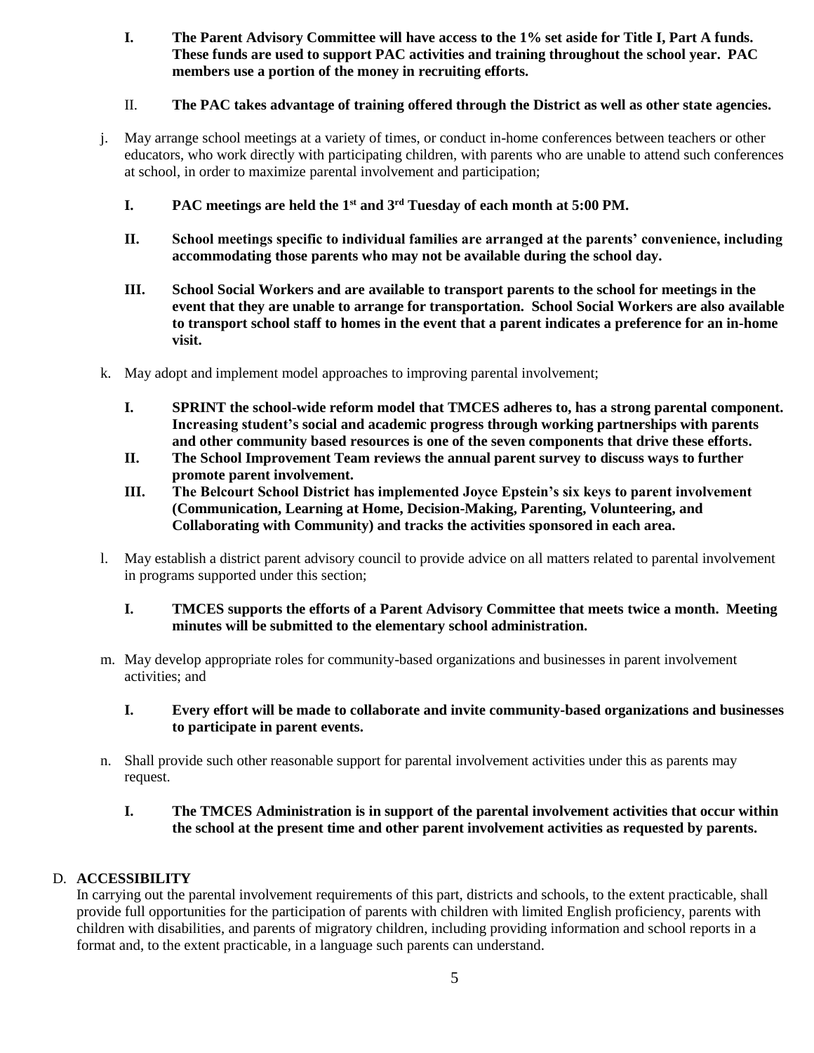I. **The Parent Advisory Committee will have access to the 1% set aside for Title I, Part A funds. These funds are used to support PAC activities and training throughout the school year. PAC members use a portion of the money in recruiting efforts.**

II. **The PAC takes advantage of training offered through the District as well as other state agencies.**

j. May arrange school meetings at a variety of times, or conduct in-home conferences between teachers or other educators, who work directly with participating children, with parents who are unable to attend such conferences at school, in order to maximize parental involvement and participation;

   I. **PAC meetings are held the 1st and 3rd Tuesday of each month at 5:00 PM.**

   II. **School meetings specific to individual families are arranged at the parents' convenience, including accommodating those parents who may not be available during the school day.**

   III. **School Social Workers and are available to transport parents to the school for meetings in the event that they are unable to arrange for transportation. School Social Workers are also available to transport school staff to homes in the event that a parent indicates a preference for an in-home visit.**

k. May adopt and implement model approaches to improving parental involvement;

   I. **SPRINT the school-wide reform model that TMCES adheres to, has a strong parental component. Increasing student's social and academic progress through working partnerships with parents and other community based resources is one of the seven components that drive these efforts.**

   II. **The School Improvement Team reviews the annual parent survey to discuss ways to further promote parent involvement.**

   III. **The Belcourt School District has implemented Joyce Epstein's six keys to parent involvement (Communication, Learning at Home, Decision-Making, Parenting, Volunteering, and Collaborating with Community) and tracks the activities sponsored in each area.**

l. May establish a district parent advisory council to provide advice on all matters related to parental involvement in programs supported under this section;

   I. **TMCES supports the efforts of a Parent Advisory Committee that meets twice a month. Meeting minutes will be submitted to the elementary school administration.**

m. May develop appropriate roles for community-based organizations and businesses in parent involvement activities; and

   I. **Every effort will be made to collaborate and invite community-based organizations and businesses to participate in parent events.**

n. Shall provide such other reasonable support for parental involvement activities under this as parents may request.

   I. **The TMCES Administration is in support of the parental involvement activities that occur within the school at the present time and other parent involvement activities as requested by parents.**

D. **ACCESSIBILITY**

In carrying out the parental involvement requirements of this part, districts and schools, to the extent practicable, shall provide full opportunities for the participation of parents with children with limited English proficiency, parents with children with disabilities, and parents of migratory children, including providing information and school reports in a format and, to the extent practicable, in a language such parents can understand.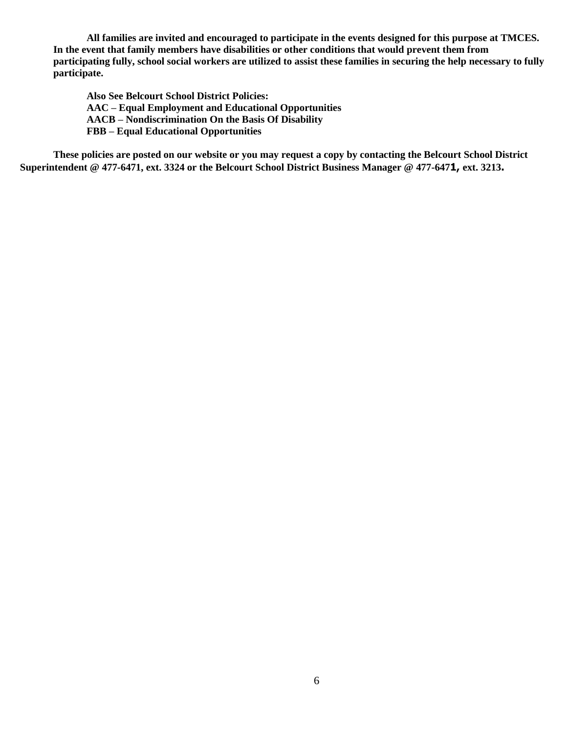**All families are invited and encouraged to participate in the events designed for this purpose at TMCES. In the event that family members have disabilities or other conditions that would prevent them from participating fully, school social workers are utilized to assist these families in securing the help necessary to fully participate.**

**Also See Belcourt School District Policies:**
**AAC – Equal Employment and Educational Opportunities**
**AACB – Nondiscrimination On the Basis Of Disability**
**FBB – Equal Educational Opportunities**

**These policies are posted on our website or you may request a copy by contacting the Belcourt School District Superintendent @ 477-6471, ext. 3324 or the Belcourt School District Business Manager @ 477-6471, ext. 3213.**